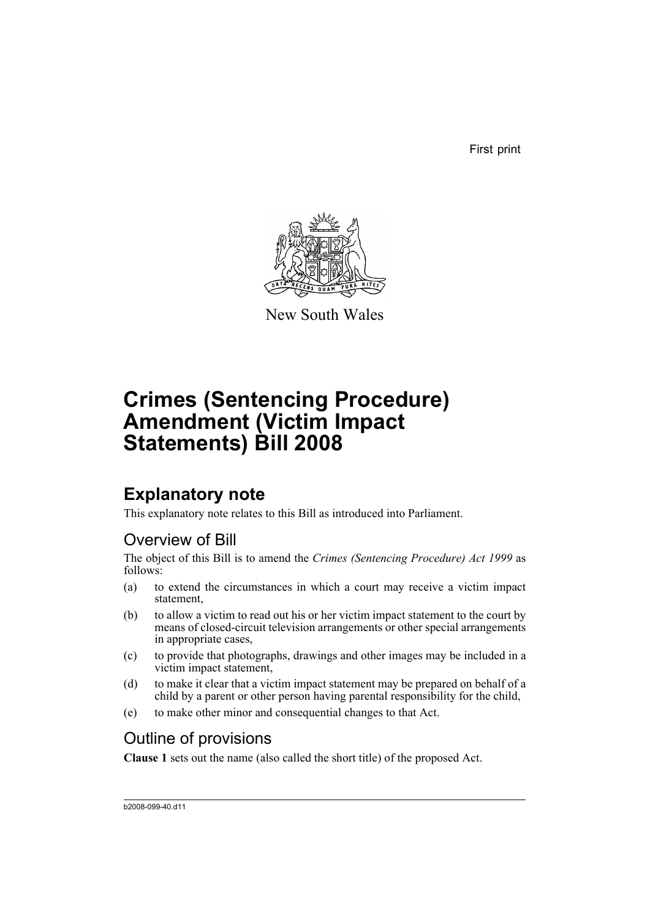First print

New South Wales

# Crimes (Sentencing Procedure) Amendment (Victim Impact Statements) Bill 2008

## Explanatory note

This explanatory note relates to this Bill as introduced into Parliament.

### Overview of Bill

The object of this Bill is to amend the *Crimes (Sentencing Procedure) Act 1999* as follows:

(a) to extend the circumstances in which a court may receive a victim impact statement,

(b) to allow a victim to read out his or her victim impact statement to the court by means of closed-circuit television arrangements or other special arrangements in appropriate cases,

(c) to provide that photographs, drawings and other images may be included in a victim impact statement,

(d) to make it clear that a victim impact statement may be prepared on behalf of a child by a parent or other person having parental responsibility for the child,

(e) to make other minor and consequential changes to that Act.

### Outline of provisions

**Clause 1** sets out the name (also called the short title) of the proposed Act.

b2008-099-40.d11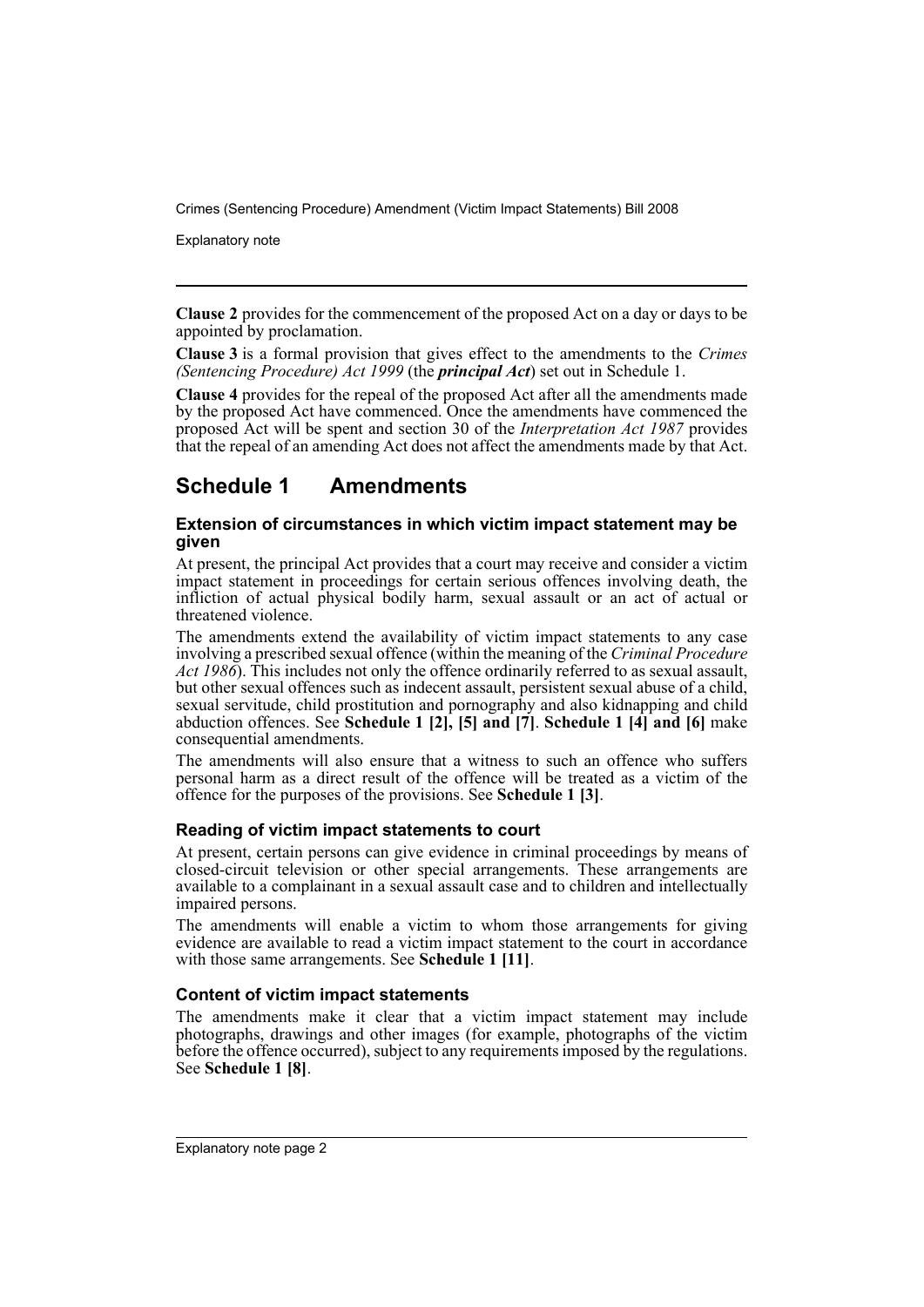**Clause 2** provides for the commencement of the proposed Act on a day or days to be appointed by proclamation.

**Clause 3** is a formal provision that gives effect to the amendments to the *Crimes (Sentencing Procedure) Act 1999* (the ***principal Act***) set out in Schedule 1.

**Clause 4** provides for the repeal of the proposed Act after all the amendments made by the proposed Act have commenced. Once the amendments have commenced the proposed Act will be spent and section 30 of the *Interpretation Act 1987* provides that the repeal of an amending Act does not affect the amendments made by that Act.

## Schedule 1 Amendments

### Extension of circumstances in which victim impact statement may be given

At present, the principal Act provides that a court may receive and consider a victim impact statement in proceedings for certain serious offences involving death, the infliction of actual physical bodily harm, sexual assault or an act of actual or threatened violence.

The amendments extend the availability of victim impact statements to any case involving a prescribed sexual offence (within the meaning of the *Criminal Procedure Act 1986*). This includes not only the offence ordinarily referred to as sexual assault, but other sexual offences such as indecent assault, persistent sexual abuse of a child, sexual servitude, child prostitution and pornography and also kidnapping and child abduction offences. See **Schedule 1 [2], [5] and [7]**. **Schedule 1 [4] and [6]** make consequential amendments.

The amendments will also ensure that a witness to such an offence who suffers personal harm as a direct result of the offence will be treated as a victim of the offence for the purposes of the provisions. See **Schedule 1 [3]**.

### Reading of victim impact statements to court

At present, certain persons can give evidence in criminal proceedings by means of closed-circuit television or other special arrangements. These arrangements are available to a complainant in a sexual assault case and to children and intellectually impaired persons.

The amendments will enable a victim to whom those arrangements for giving evidence are available to read a victim impact statement to the court in accordance with those same arrangements. See **Schedule 1 [11]**.

### Content of victim impact statements

The amendments make it clear that a victim impact statement may include photographs, drawings and other images (for example, photographs of the victim before the offence occurred), subject to any requirements imposed by the regulations. See **Schedule 1 [8]**.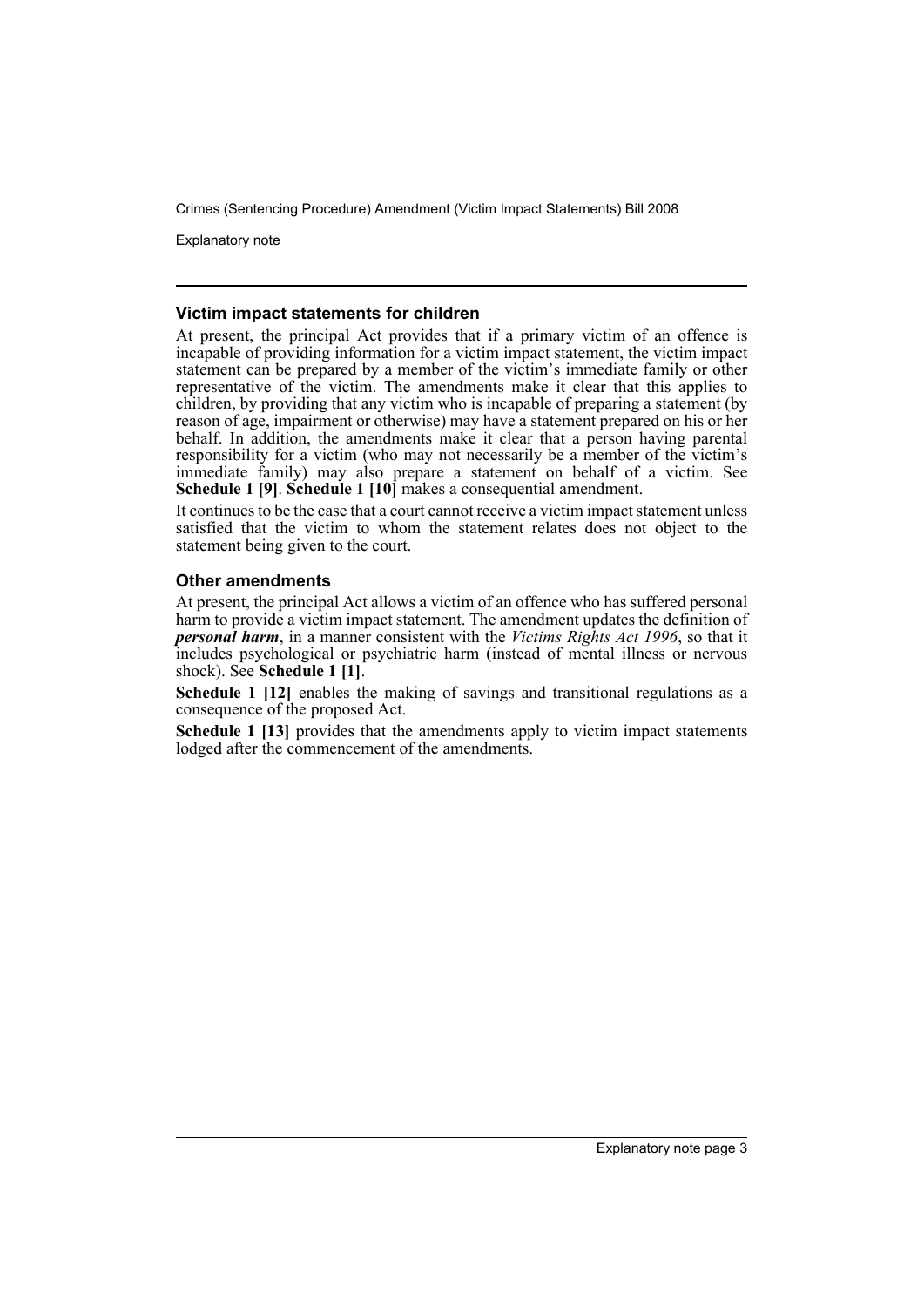### Victim impact statements for children

At present, the principal Act provides that if a primary victim of an offence is incapable of providing information for a victim impact statement, the victim impact statement can be prepared by a member of the victim's immediate family or other representative of the victim. The amendments make it clear that this applies to children, by providing that any victim who is incapable of preparing a statement (by reason of age, impairment or otherwise) may have a statement prepared on his or her behalf. In addition, the amendments make it clear that a person having parental responsibility for a victim (who may not necessarily be a member of the victim's immediate family) may also prepare a statement on behalf of a victim. See **Schedule 1 [9]**. **Schedule 1 [10]** makes a consequential amendment.

It continues to be the case that a court cannot receive a victim impact statement unless satisfied that the victim to whom the statement relates does not object to the statement being given to the court.

### Other amendments

At present, the principal Act allows a victim of an offence who has suffered personal harm to provide a victim impact statement. The amendment updates the definition of ***personal harm***, in a manner consistent with the *Victims Rights Act 1996*, so that it includes psychological or psychiatric harm (instead of mental illness or nervous shock). See **Schedule 1 [1]**.

**Schedule 1 [12]** enables the making of savings and transitional regulations as a consequence of the proposed Act.

**Schedule 1 [13]** provides that the amendments apply to victim impact statements lodged after the commencement of the amendments.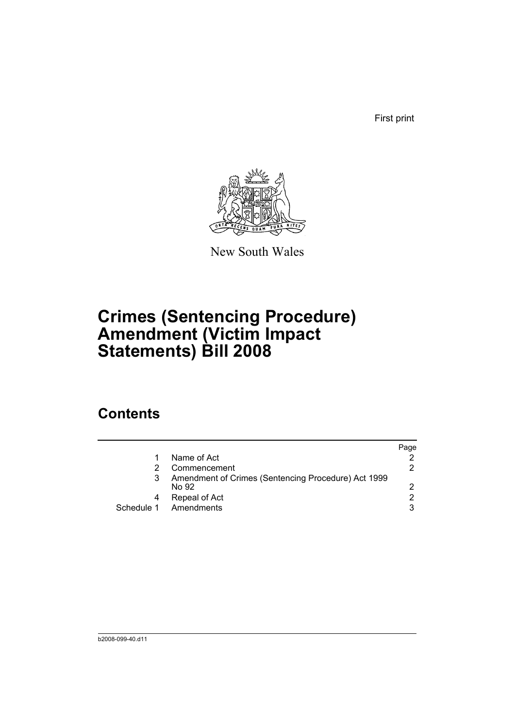First print

New South Wales

# Crimes (Sentencing Procedure) Amendment (Victim Impact Statements) Bill 2008

## Contents

| | | Page |
|---|---|---|
| 1 | Name of Act | 2 |
| 2 | Commencement | 2 |
| 3 | Amendment of Crimes (Sentencing Procedure) Act 1999 No 92 | 2 |
| 4 | Repeal of Act | 2 |
| Schedule 1 | Amendments | 3 |

b2008-099-40.d11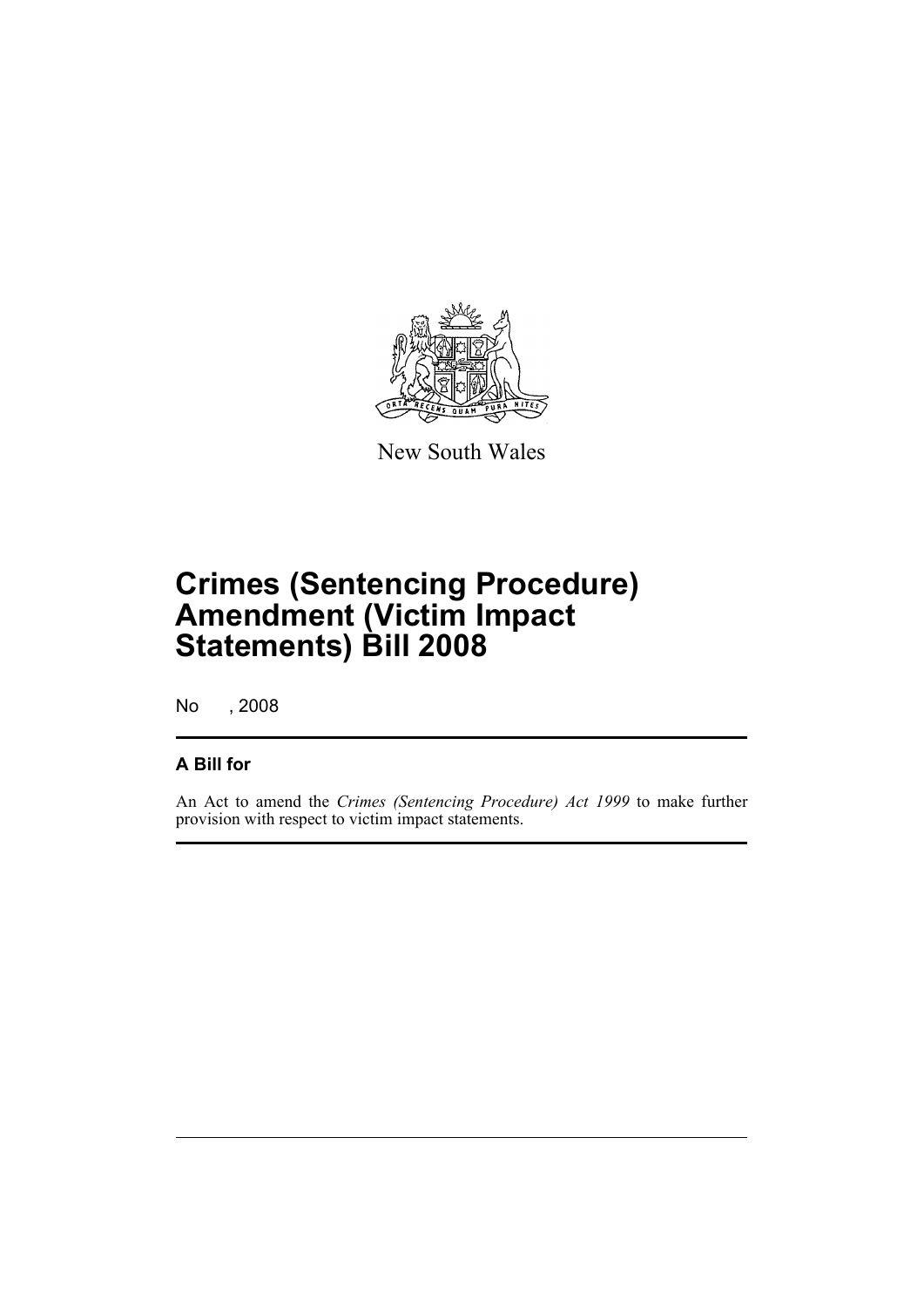New South Wales

# Crimes (Sentencing Procedure) Amendment (Victim Impact Statements) Bill 2008

No , 2008

## A Bill for

An Act to amend the *Crimes (Sentencing Procedure) Act 1999* to make further provision with respect to victim impact statements.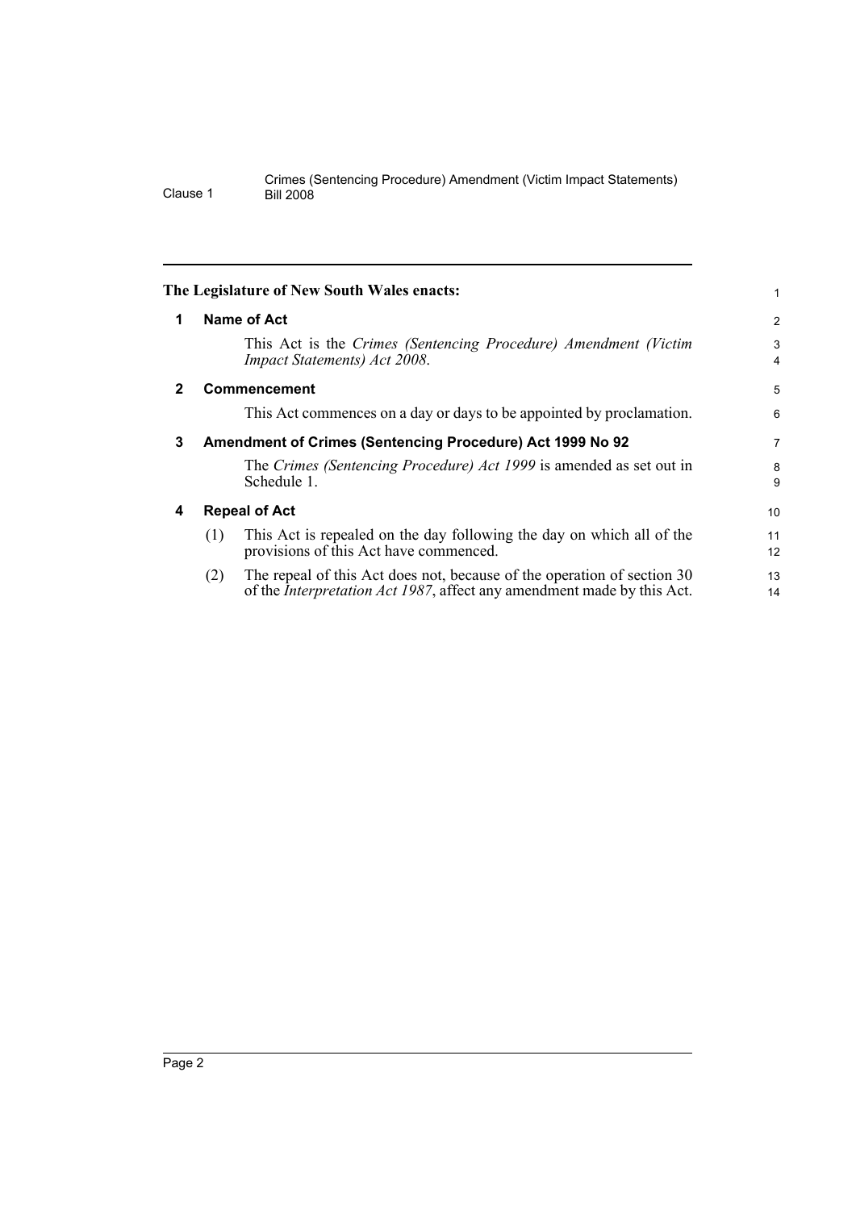**The Legislature of New South Wales enacts:**

**1 Name of Act**

This Act is the *Crimes (Sentencing Procedure) Amendment (Victim Impact Statements) Act 2008*.

**2 Commencement**

This Act commences on a day or days to be appointed by proclamation.

**3 Amendment of Crimes (Sentencing Procedure) Act 1999 No 92**

The *Crimes (Sentencing Procedure) Act 1999* is amended as set out in Schedule 1.

**4 Repeal of Act**

(1) This Act is repealed on the day following the day on which all of the provisions of this Act have commenced.

(2) The repeal of this Act does not, because of the operation of section 30 of the *Interpretation Act 1987*, affect any amendment made by this Act.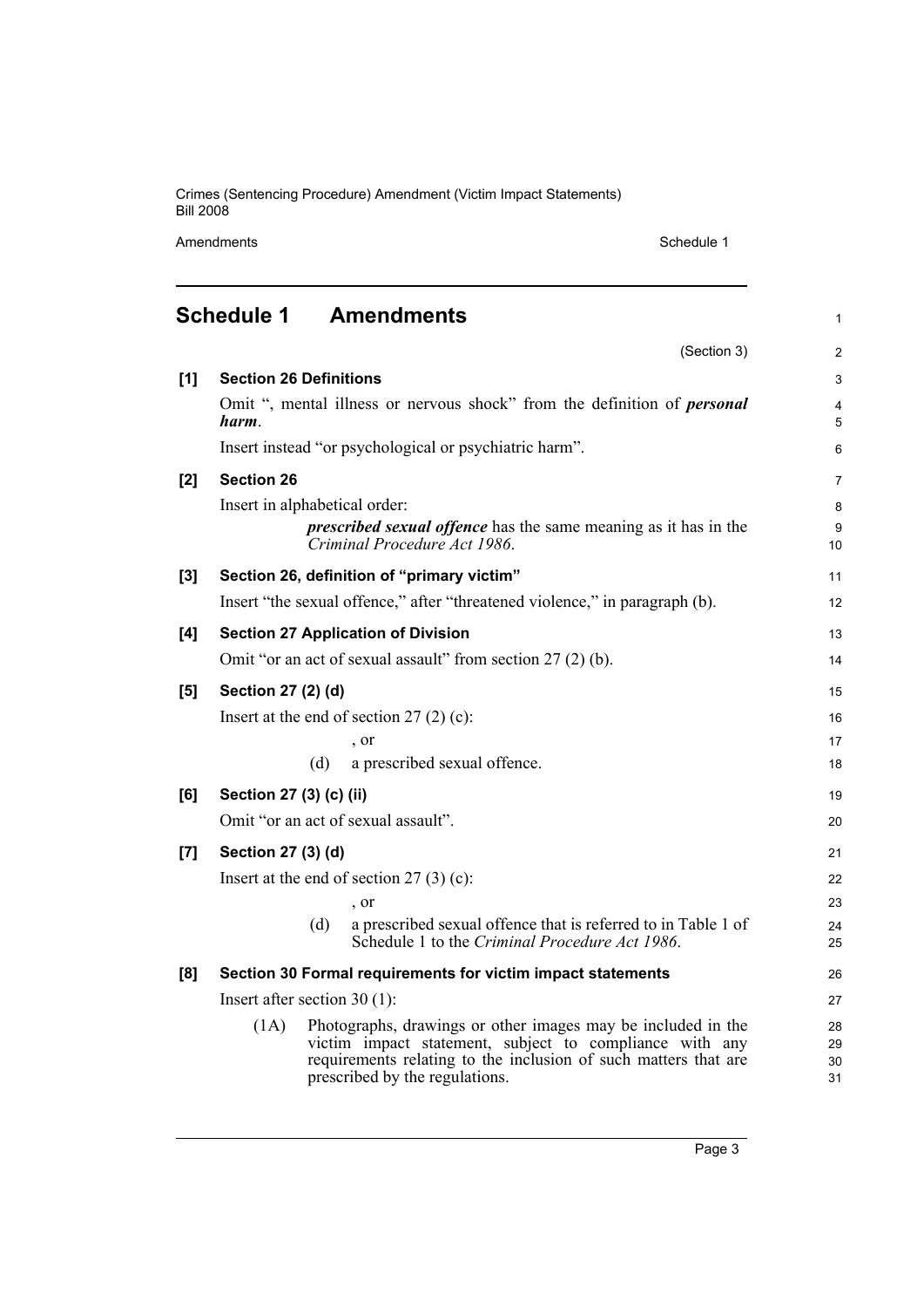## Schedule 1 Amendments

(Section 3)

**[1] Section 26 Definitions**

Omit ", mental illness or nervous shock" from the definition of ***personal harm***.

Insert instead "or psychological or psychiatric harm".

**[2] Section 26**

Insert in alphabetical order:

> ***prescribed sexual offence*** has the same meaning as it has in the *Criminal Procedure Act 1986*.

**[3] Section 26, definition of "primary victim"**

Insert "the sexual offence," after "threatened violence," in paragraph (b).

**[4] Section 27 Application of Division**

Omit "or an act of sexual assault" from section 27 (2) (b).

**[5] Section 27 (2) (d)**

Insert at the end of section 27 (2) (c):

> , or
>
> (d) a prescribed sexual offence.

**[6] Section 27 (3) (c) (ii)**

Omit "or an act of sexual assault".

**[7] Section 27 (3) (d)**

Insert at the end of section 27 (3) (c):

> , or
>
> (d) a prescribed sexual offence that is referred to in Table 1 of Schedule 1 to the *Criminal Procedure Act 1986*.

**[8] Section 30 Formal requirements for victim impact statements**

Insert after section 30 (1):

> (1A) Photographs, drawings or other images may be included in the victim impact statement, subject to compliance with any requirements relating to the inclusion of such matters that are prescribed by the regulations.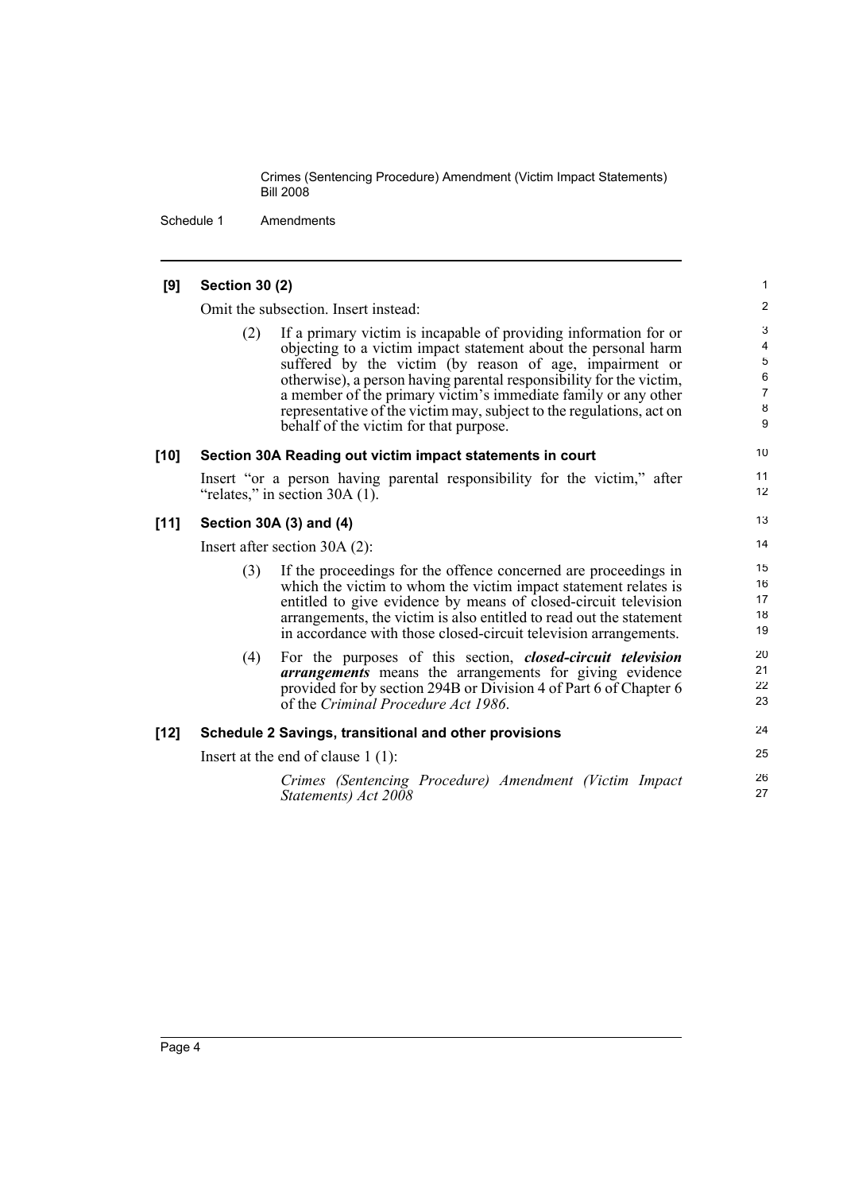**[9] Section 30 (2)**

Omit the subsection. Insert instead:

(2) If a primary victim is incapable of providing information for or objecting to a victim impact statement about the personal harm suffered by the victim (by reason of age, impairment or otherwise), a person having parental responsibility for the victim, a member of the primary victim's immediate family or any other representative of the victim may, subject to the regulations, act on behalf of the victim for that purpose.

**[10] Section 30A Reading out victim impact statements in court**

Insert "or a person having parental responsibility for the victim," after "relates," in section 30A (1).

**[11] Section 30A (3) and (4)**

Insert after section 30A (2):

(3) If the proceedings for the offence concerned are proceedings in which the victim to whom the victim impact statement relates is entitled to give evidence by means of closed-circuit television arrangements, the victim is also entitled to read out the statement in accordance with those closed-circuit television arrangements.

(4) For the purposes of this section, ***closed-circuit television arrangements*** means the arrangements for giving evidence provided for by section 294B or Division 4 of Part 6 of Chapter 6 of the *Criminal Procedure Act 1986*.

**[12] Schedule 2 Savings, transitional and other provisions**

Insert at the end of clause 1 (1):

*Crimes (Sentencing Procedure) Amendment (Victim Impact Statements) Act 2008*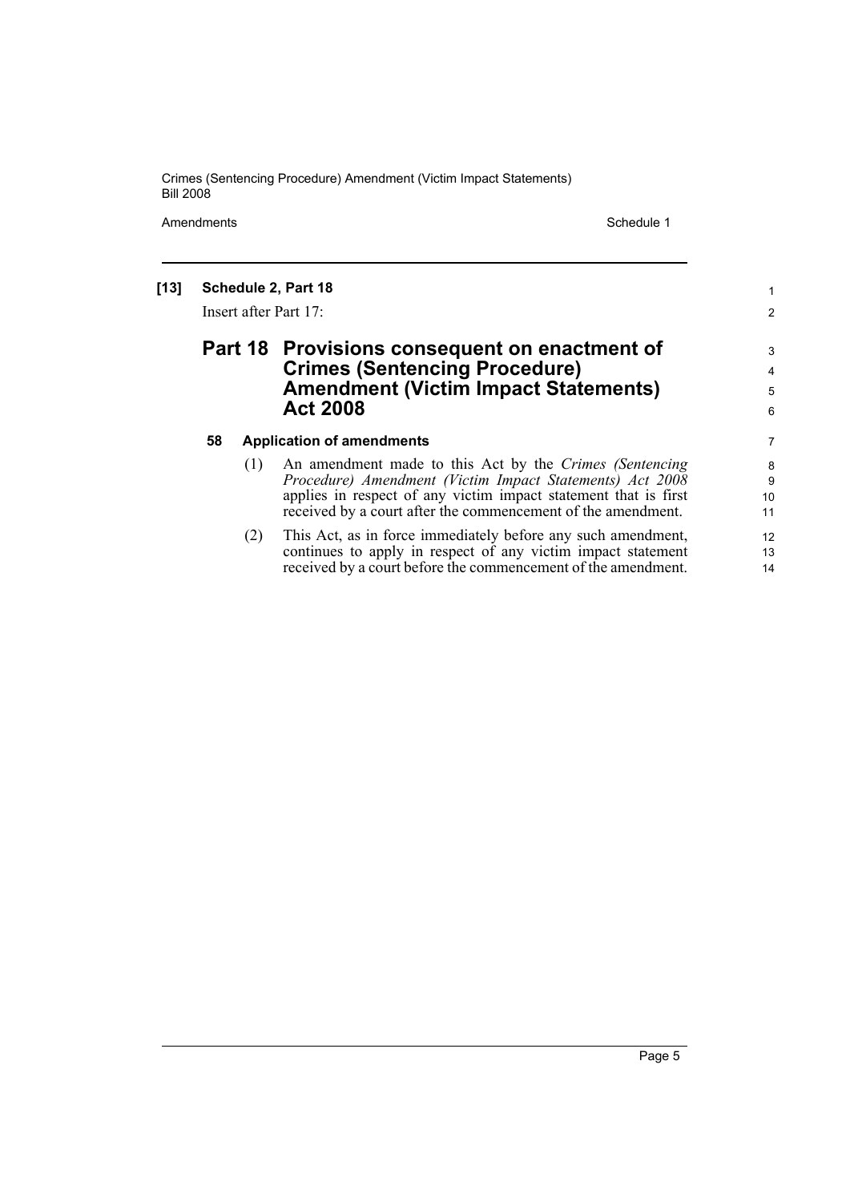**[13] Schedule 2, Part 18**

Insert after Part 17:

## Part 18 Provisions consequent on enactment of Crimes (Sentencing Procedure) Amendment (Victim Impact Statements) Act 2008

### 58 Application of amendments

(1) An amendment made to this Act by the *Crimes (Sentencing Procedure) Amendment (Victim Impact Statements) Act 2008* applies in respect of any victim impact statement that is first received by a court after the commencement of the amendment.

(2) This Act, as in force immediately before any such amendment, continues to apply in respect of any victim impact statement received by a court before the commencement of the amendment.